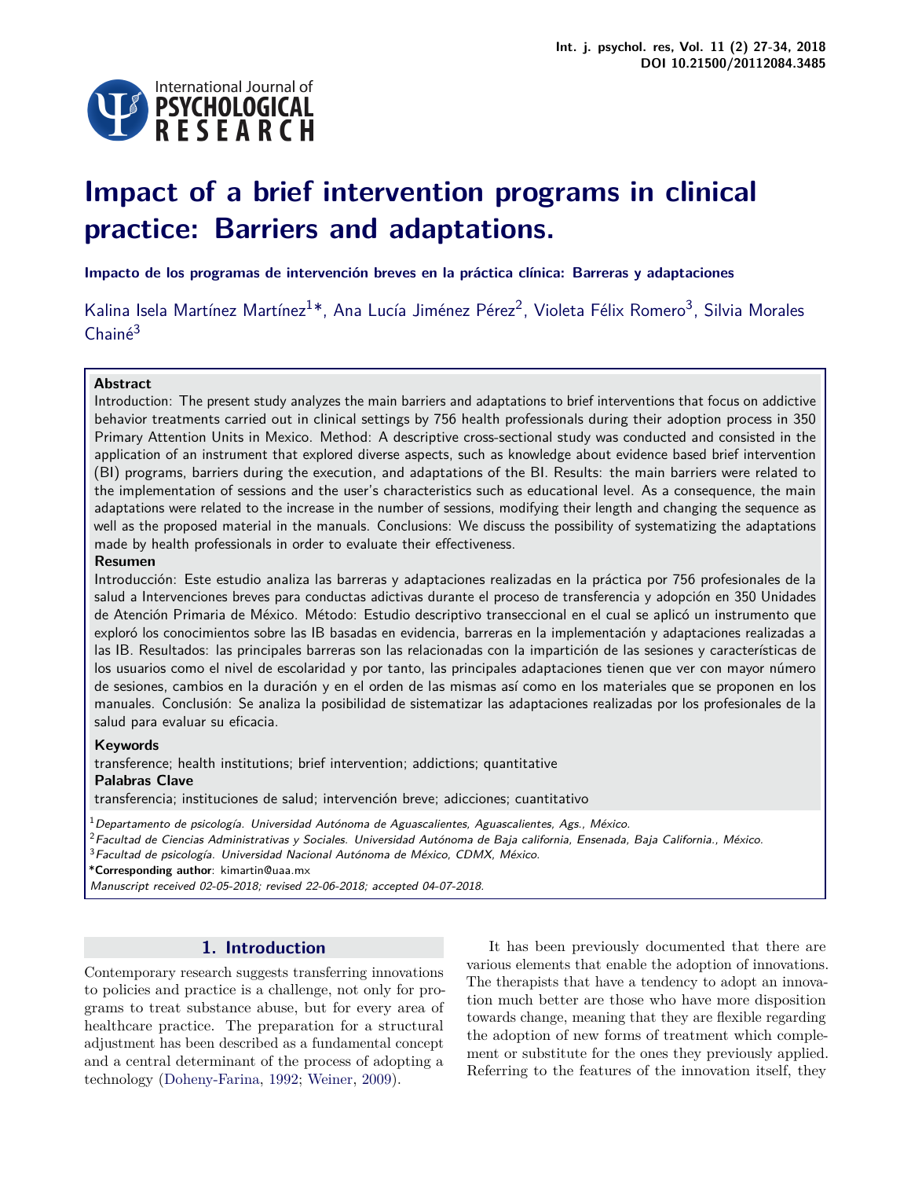# Impact of a brief intervention programs in clinical practice: Barriers and adaptations.

**Impacto de los programas de intervención breves en la práctica clínica: Barreras y adaptaciones**

Kalina Isela Martínez Martínez[1]*, Ana Lucía Jiménez Pérez[2], Violeta Félix Romero[3], Silvia Morales Chainé[3]

**Abstract**

Introduction: The present study analyzes the main barriers and adaptations to brief interventions that focus on addictive behavior treatments carried out in clinical settings by 756 health professionals during their adoption process in 350 Primary Attention Units in Mexico. Method: A descriptive cross-sectional study was conducted and consisted in the application of an instrument that explored diverse aspects, such as knowledge about evidence based brief intervention (BI) programs, barriers during the execution, and adaptations of the BI. Results: the main barriers were related to the implementation of sessions and the user's characteristics such as educational level. As a consequence, the main adaptations were related to the increase in the number of sessions, modifying their length and changing the sequence as well as the proposed material in the manuals. Conclusions: We discuss the possibility of systematizing the adaptations made by health professionals in order to evaluate their effectiveness.

**Resumen**

Introducción: Este estudio analiza las barreras y adaptaciones realizadas en la práctica por 756 profesionales de la salud a Intervenciones breves para conductas adictivas durante el proceso de transferencia y adopción en 350 Unidades de Atención Primaria de México. Método: Estudio descriptivo transeccional en el cual se aplicó un instrumento que exploró los conocimientos sobre las IB basadas en evidencia, barreras en la implementación y adaptaciones realizadas a las IB. Resultados: las principales barreras son las relacionadas con la impartición de las sesiones y características de los usuarios como el nivel de escolaridad y por tanto, las principales adaptaciones tienen que ver con mayor número de sesiones, cambios en la duración y en el orden de las mismas así como en los materiales que se proponen en los manuales. Conclusión: Se analiza la posibilidad de sistematizar las adaptaciones realizadas por los profesionales de la salud para evaluar su eficacia.

**Keywords**

transference; health institutions; brief intervention; addictions; quantitative

**Palabras Clave**

transferencia; instituciones de salud; intervención breve; adicciones; cuantitativo

[1] *Departamento de psicología. Universidad Autónoma de Aguascalientes, Aguascalientes, Ags., México.*
[2] *Facultad de Ciencias Administrativas y Sociales. Universidad Autónoma de Baja california, Ensenada, Baja California., México.*
[3] *Facultad de psicología. Universidad Nacional Autónoma de México, CDMX, México.*
**\*Corresponding author**: kimartin@uaa.mx
*Manuscript received 02-05-2018; revised 22-06-2018; accepted 04-07-2018.*

## 1. Introduction

Contemporary research suggests transferring innovations to policies and practice is a challenge, not only for programs to treat substance abuse, but for every area of healthcare practice. The preparation for a structural adjustment has been described as a fundamental concept and a central determinant of the process of adopting a technology (Doheny-Farina, 1992; Weiner, 2009).

It has been previously documented that there are various elements that enable the adoption of innovations. The therapists that have a tendency to adopt an innovation much better are those who have more disposition towards change, meaning that they are flexible regarding the adoption of new forms of treatment which complement or substitute for the ones they previously applied. Referring to the features of the innovation itself, they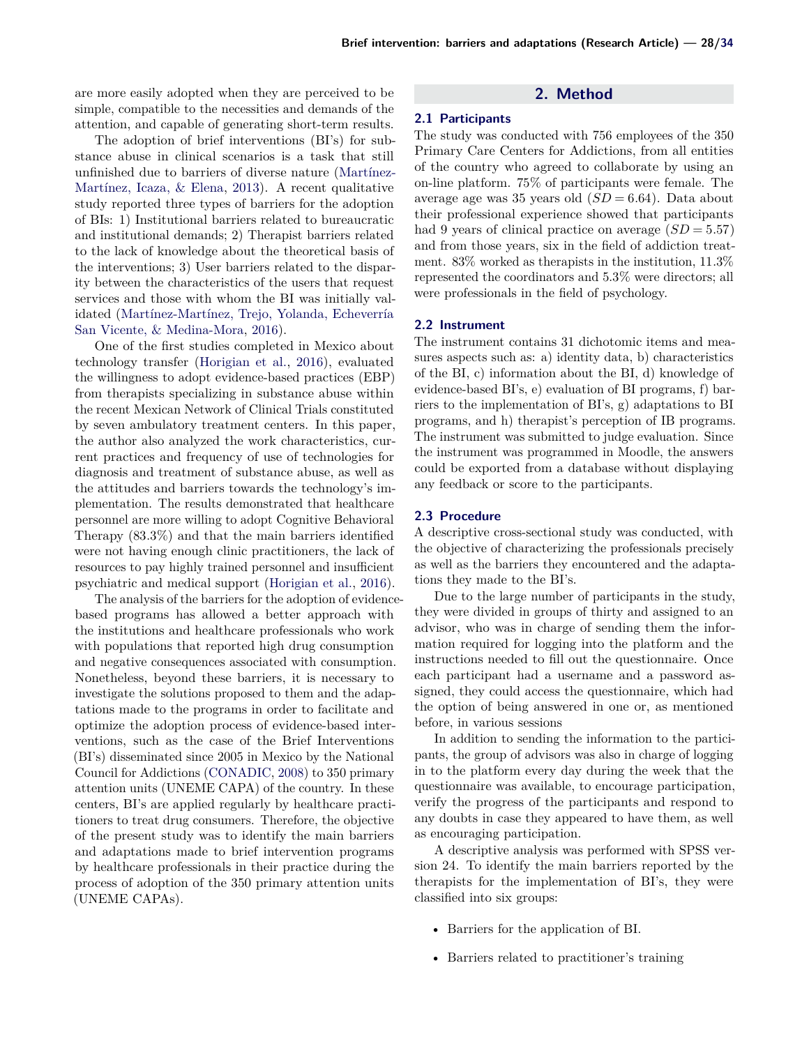are more easily adopted when they are perceived to be simple, compatible to the necessities and demands of the attention, and capable of generating short-term results.

The adoption of brief interventions (BI's) for substance abuse in clinical scenarios is a task that still unfinished due to barriers of diverse nature (Martínez-Martínez, Icaza, & Elena, 2013). A recent qualitative study reported three types of barriers for the adoption of BIs: 1) Institutional barriers related to bureaucratic and institutional demands; 2) Therapist barriers related to the lack of knowledge about the theoretical basis of the interventions; 3) User barriers related to the disparity between the characteristics of the users that request services and those with whom the BI was initially validated (Martínez-Martínez, Trejo, Yolanda, Echeverría San Vicente, & Medina-Mora, 2016).

One of the first studies completed in Mexico about technology transfer (Horigian et al., 2016), evaluated the willingness to adopt evidence-based practices (EBP) from therapists specializing in substance abuse within the recent Mexican Network of Clinical Trials constituted by seven ambulatory treatment centers. In this paper, the author also analyzed the work characteristics, current practices and frequency of use of technologies for diagnosis and treatment of substance abuse, as well as the attitudes and barriers towards the technology's implementation. The results demonstrated that healthcare personnel are more willing to adopt Cognitive Behavioral Therapy (83.3%) and that the main barriers identified were not having enough clinic practitioners, the lack of resources to pay highly trained personnel and insufficient psychiatric and medical support (Horigian et al., 2016).

The analysis of the barriers for the adoption of evidence-based programs has allowed a better approach with the institutions and healthcare professionals who work with populations that reported high drug consumption and negative consequences associated with consumption. Nonetheless, beyond these barriers, it is necessary to investigate the solutions proposed to them and the adaptations made to the programs in order to facilitate and optimize the adoption process of evidence-based interventions, such as the case of the Brief Interventions (BI's) disseminated since 2005 in Mexico by the National Council for Addictions (CONADIC, 2008) to 350 primary attention units (UNEME CAPA) of the country. In these centers, BI's are applied regularly by healthcare practitioners to treat drug consumers. Therefore, the objective of the present study was to identify the main barriers and adaptations made to brief intervention programs by healthcare professionals in their practice during the process of adoption of the 350 primary attention units (UNEME CAPAs).

## 2. Method

### 2.1 Participants

The study was conducted with 756 employees of the 350 Primary Care Centers for Addictions, from all entities of the country who agreed to collaborate by using an on-line platform. 75% of participants were female. The average age was 35 years old ($SD = 6.64$). Data about their professional experience showed that participants had 9 years of clinical practice on average ($SD = 5.57$) and from those years, six in the field of addiction treatment. 83% worked as therapists in the institution, 11.3% represented the coordinators and 5.3% were directors; all were professionals in the field of psychology.

### 2.2 Instrument

The instrument contains 31 dichotomic items and measures aspects such as: a) identity data, b) characteristics of the BI, c) information about the BI, d) knowledge of evidence-based BI's, e) evaluation of BI programs, f) barriers to the implementation of BI's, g) adaptations to BI programs, and h) therapist's perception of IB programs. The instrument was submitted to judge evaluation. Since the instrument was programmed in Moodle, the answers could be exported from a database without displaying any feedback or score to the participants.

### 2.3 Procedure

A descriptive cross-sectional study was conducted, with the objective of characterizing the professionals precisely as well as the barriers they encountered and the adaptations they made to the BI's.

Due to the large number of participants in the study, they were divided in groups of thirty and assigned to an advisor, who was in charge of sending them the information required for logging into the platform and the instructions needed to fill out the questionnaire. Once each participant had a username and a password assigned, they could access the questionnaire, which had the option of being answered in one or, as mentioned before, in various sessions

In addition to sending the information to the participants, the group of advisors was also in charge of logging in to the platform every day during the week that the questionnaire was available, to encourage participation, verify the progress of the participants and respond to any doubts in case they appeared to have them, as well as encouraging participation.

A descriptive analysis was performed with SPSS version 24. To identify the main barriers reported by the therapists for the implementation of BI's, they were classified into six groups:

- Barriers for the application of BI.
- Barriers related to practitioner's training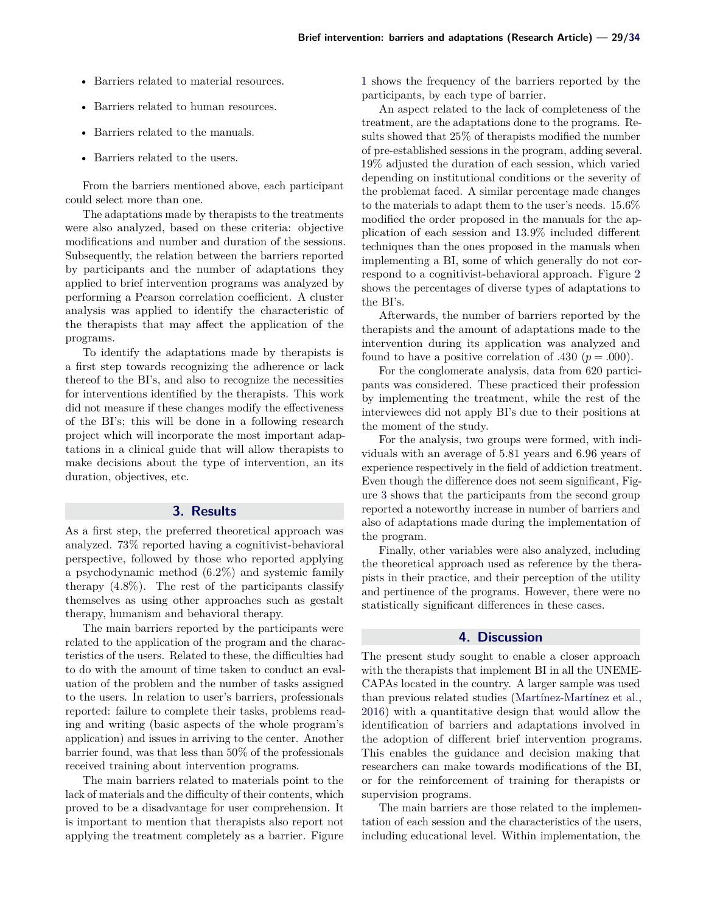- Barriers related to material resources.
- Barriers related to human resources.
- Barriers related to the manuals.
- Barriers related to the users.

From the barriers mentioned above, each participant could select more than one.

The adaptations made by therapists to the treatments were also analyzed, based on these criteria: objective modifications and number and duration of the sessions. Subsequently, the relation between the barriers reported by participants and the number of adaptations they applied to brief intervention programs was analyzed by performing a Pearson correlation coefficient. A cluster analysis was applied to identify the characteristic of the therapists that may affect the application of the programs.

To identify the adaptations made by therapists is a first step towards recognizing the adherence or lack thereof to the BI's, and also to recognize the necessities for interventions identified by the therapists. This work did not measure if these changes modify the effectiveness of the BI's; this will be done in a following research project which will incorporate the most important adaptations in a clinical guide that will allow therapists to make decisions about the type of intervention, an its duration, objectives, etc.

## 3. Results

As a first step, the preferred theoretical approach was analyzed. 73% reported having a cognitivist-behavioral perspective, followed by those who reported applying a psychodynamic method (6.2%) and systemic family therapy (4.8%). The rest of the participants classify themselves as using other approaches such as gestalt therapy, humanism and behavioral therapy.

The main barriers reported by the participants were related to the application of the program and the characteristics of the users. Related to these, the difficulties had to do with the amount of time taken to conduct an evaluation of the problem and the number of tasks assigned to the users. In relation to user's barriers, professionals reported: failure to complete their tasks, problems reading and writing (basic aspects of the whole program's application) and issues in arriving to the center. Another barrier found, was that less than 50% of the professionals received training about intervention programs.

The main barriers related to materials point to the lack of materials and the difficulty of their contents, which proved to be a disadvantage for user comprehension. It is important to mention that therapists also report not applying the treatment completely as a barrier. Figure 1 shows the frequency of the barriers reported by the participants, by each type of barrier.

An aspect related to the lack of completeness of the treatment, are the adaptations done to the programs. Results showed that 25% of therapists modified the number of pre-established sessions in the program, adding several. 19% adjusted the duration of each session, which varied depending on institutional conditions or the severity of the problemat faced. A similar percentage made changes to the materials to adapt them to the user's needs. 15.6% modified the order proposed in the manuals for the application of each session and 13.9% included different techniques than the ones proposed in the manuals when implementing a BI, some of which generally do not correspond to a cognitivist-behavioral approach. Figure 2 shows the percentages of diverse types of adaptations to the BI's.

Afterwards, the number of barriers reported by the therapists and the amount of adaptations made to the intervention during its application was analyzed and found to have a positive correlation of .430 ($p = .000$).

For the conglomerate analysis, data from 620 participants was considered. These practiced their profession by implementing the treatment, while the rest of the interviewees did not apply BI's due to their positions at the moment of the study.

For the analysis, two groups were formed, with individuals with an average of 5.81 years and 6.96 years of experience respectively in the field of addiction treatment. Even though the difference does not seem significant, Figure 3 shows that the participants from the second group reported a noteworthy increase in number of barriers and also of adaptations made during the implementation of the program.

Finally, other variables were also analyzed, including the theoretical approach used as reference by the therapists in their practice, and their perception of the utility and pertinence of the programs. However, there were no statistically significant differences in these cases.

## 4. Discussion

The present study sought to enable a closer approach with the therapists that implement BI in all the UNEME-CAPAs located in the country. A larger sample was used than previous related studies (Martínez-Martínez et al., 2016) with a quantitative design that would allow the identification of barriers and adaptations involved in the adoption of different brief intervention programs. This enables the guidance and decision making that researchers can make towards modifications of the BI, or for the reinforcement of training for therapists or supervision programs.

The main barriers are those related to the implementation of each session and the characteristics of the users, including educational level. Within implementation, the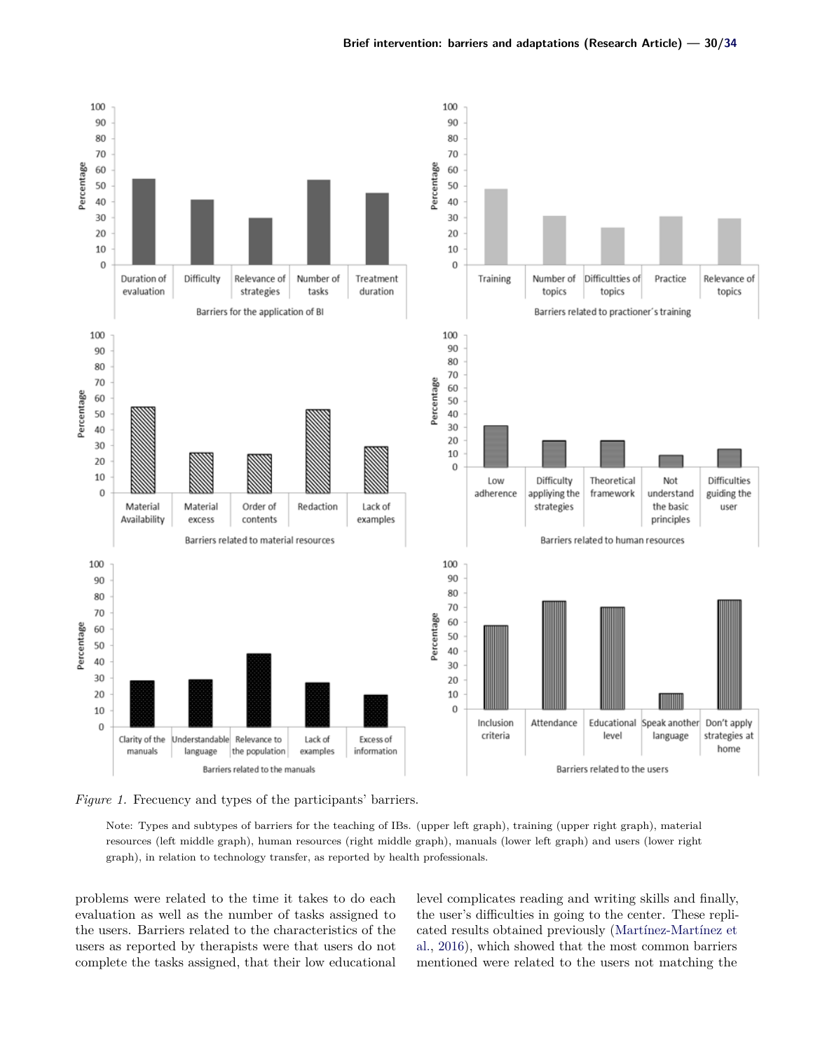*Figure 1.* Frecuency and types of the participants' barriers.

Note: Types and subtypes of barriers for the teaching of IBs. (upper left graph), training (upper right graph), material resources (left middle graph), human resources (right middle graph), manuals (lower left graph) and users (lower right graph), in relation to technology transfer, as reported by health professionals.

problems were related to the time it takes to do each evaluation as well as the number of tasks assigned to the users. Barriers related to the characteristics of the users as reported by therapists were that users do not complete the tasks assigned, that their low educational level complicates reading and writing skills and finally, the user's difficulties in going to the center. These replicated results obtained previously (Martínez-Martínez et al., 2016), which showed that the most common barriers mentioned were related to the users not matching the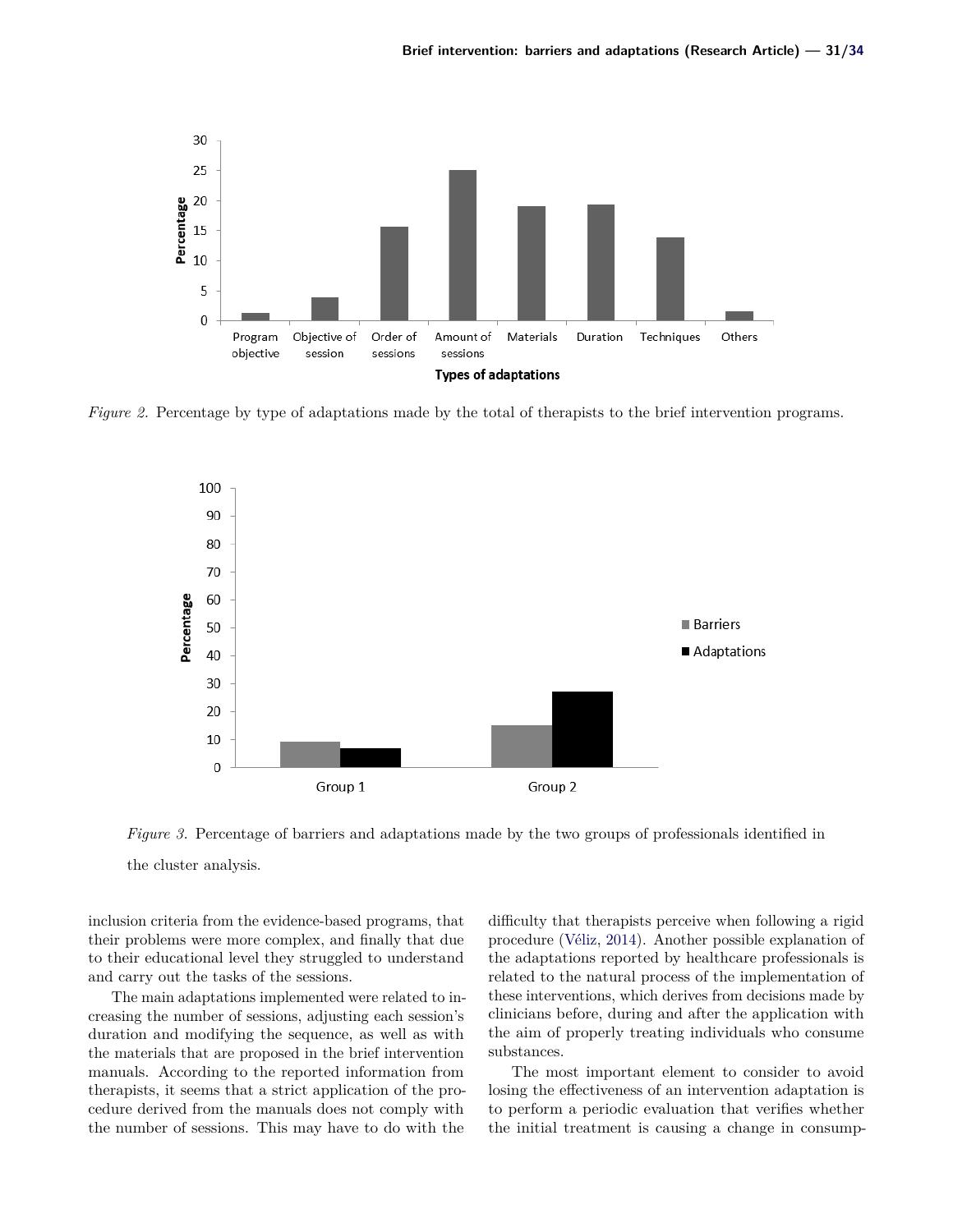*Figure 2.* Percentage by type of adaptations made by the total of therapists to the brief intervention programs.

*Figure 3.* Percentage of barriers and adaptations made by the two groups of professionals identified in the cluster analysis.

inclusion criteria from the evidence-based programs, that their problems were more complex, and finally that due to their educational level they struggled to understand and carry out the tasks of the sessions.

The main adaptations implemented were related to increasing the number of sessions, adjusting each session's duration and modifying the sequence, as well as with the materials that are proposed in the brief intervention manuals. According to the reported information from therapists, it seems that a strict application of the procedure derived from the manuals does not comply with the number of sessions. This may have to do with the difficulty that therapists perceive when following a rigid procedure (Véliz, 2014). Another possible explanation of the adaptations reported by healthcare professionals is related to the natural process of the implementation of these interventions, which derives from decisions made by clinicians before, during and after the application with the aim of properly treating individuals who consume substances.

The most important element to consider to avoid losing the effectiveness of an intervention adaptation is to perform a periodic evaluation that verifies whether the initial treatment is causing a change in consump-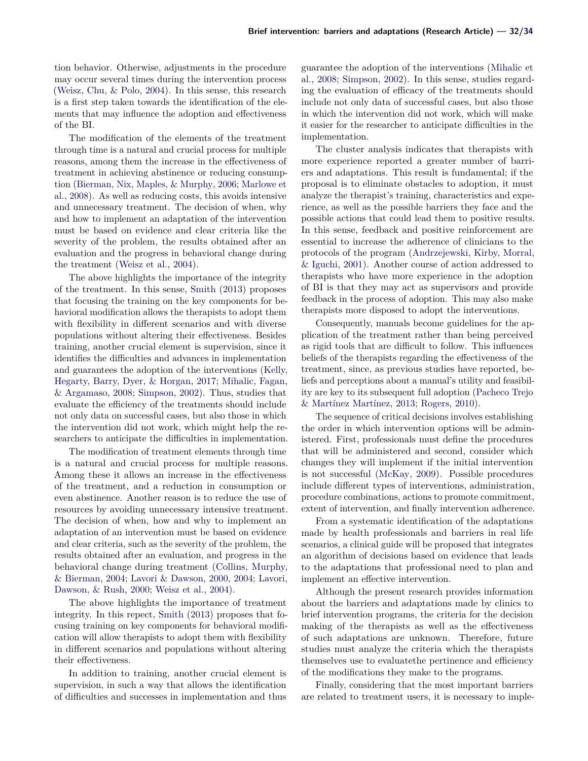tion behavior. Otherwise, adjustments in the procedure may occur several times during the intervention process (Weisz, Chu, & Polo, 2004). In this sense, this research is a first step taken towards the identification of the elements that may influence the adoption and effectiveness of the BI.

The modification of the elements of the treatment through time is a natural and crucial process for multiple reasons, among them the increase in the effectiveness of treatment in achieving abstinence or reducing consumption (Bierman, Nix, Maples, & Murphy, 2006; Marlowe et al., 2008). As well as reducing costs, this avoids intensive and unnecessary treatment. The decision of when, why and how to implement an adaptation of the intervention must be based on evidence and clear criteria like the severity of the problem, the results obtained after an evaluation and the progress in behavioral change during the treatment (Weisz et al., 2004).

The above highlights the importance of the integrity of the treatment. In this sense, Smith (2013) proposes that focusing the training on the key components for behavioral modification allows the therapists to adopt them with flexibility in different scenarios and with diverse populations without altering their effectiveness. Besides training, another crucial element is supervision, since it identifies the difficulties and advances in implementation and guarantees the adoption of the interventions (Kelly, Hegarty, Barry, Dyer, & Horgan, 2017; Mihalic, Fagan, & Argamaso, 2008; Simpson, 2002). Thus, studies that evaluate the efficiency of the treatments should include not only data on successful cases, but also those in which the intervention did not work, which might help the researchers to anticipate the difficulties in implementation.

The modification of treatment elements through time is a natural and crucial process for multiple reasons. Among these it allows an increase in the effectiveness of the treatment, and a reduction in consumption or even abstinence. Another reason is to reduce the use of resources by avoiding unnecessary intensive treatment. The decision of when, how and why to implement an adaptation of an intervention must be based on evidence and clear criteria, such as the severity of the problem, the results obtained after an evaluation, and progress in the behavioral change during treatment (Collins, Murphy, & Bierman, 2004; Lavori & Dawson, 2000, 2004; Lavori, Dawson, & Rush, 2000; Weisz et al., 2004).

The above highlights the importance of treatment integrity. In this repect, Smith (2013) proposes that focusing training on key components for behavioral modification will allow therapists to adopt them with flexibility in different scenarios and populations without altering their effectiveness.

In addition to training, another crucial element is supervision, in such a way that allows the identification of difficulties and successes in implementation and thus guarantee the adoption of the interventions (Mihalic et al., 2008; Simpson, 2002). In this sense, studies regarding the evaluation of efficacy of the treatments should include not only data of successful cases, but also those in which the intervention did not work, which will make it easier for the researcher to anticipate difficulties in the implementation.

The cluster analysis indicates that therapists with more experience reported a greater number of barriers and adaptations. This result is fundamental; if the proposal is to eliminate obstacles to adoption, it must analyze the therapist's training, characteristics and experience, as well as the possible barriers they face and the possible actions that could lead them to positive results. In this sense, feedback and positive reinforcement are essential to increase the adherence of clinicians to the protocols of the program (Andrzejewski, Kirby, Morral, & Iguchi, 2001). Another course of action addressed to therapists who have more experience in the adoption of BI is that they may act as supervisors and provide feedback in the process of adoption. This may also make therapists more disposed to adopt the interventions.

Consequently, manuals become guidelines for the application of the treatment rather than being perceived as rigid tools that are difficult to follow. This influences beliefs of the therapists regarding the effectiveness of the treatment, since, as previous studies have reported, beliefs and perceptions about a manual's utility and feasibility are key to its subsequent full adoption (Pacheco Trejo & Martínez Martínez, 2013; Rogers, 2010).

The sequence of critical decisions involves establishing the order in which intervention options will be administered. First, professionals must define the procedures that will be administered and second, consider which changes they will implement if the initial intervention is not successful (McKay, 2009). Possible procedures include different types of interventions, administration, procedure combinations, actions to promote commitment, extent of intervention, and finally intervention adherence.

From a systematic identification of the adaptations made by health professionals and barriers in real life scenarios, a clinical guide will be proposed that integrates an algorithm of decisions based on evidence that leads to the adaptations that professional need to plan and implement an effective intervention.

Although the present research provides information about the barriers and adaptations made by clinics to brief intervention programs, the criteria for the decision making of the therapists as well as the effectiveness of such adaptations are unknown. Therefore, future studies must analyze the criteria which the therapists themselves use to evaluatethe pertinence and efficiency of the modifications they make to the programs.

Finally, considering that the most important barriers are related to treatment users, it is necessary to imple-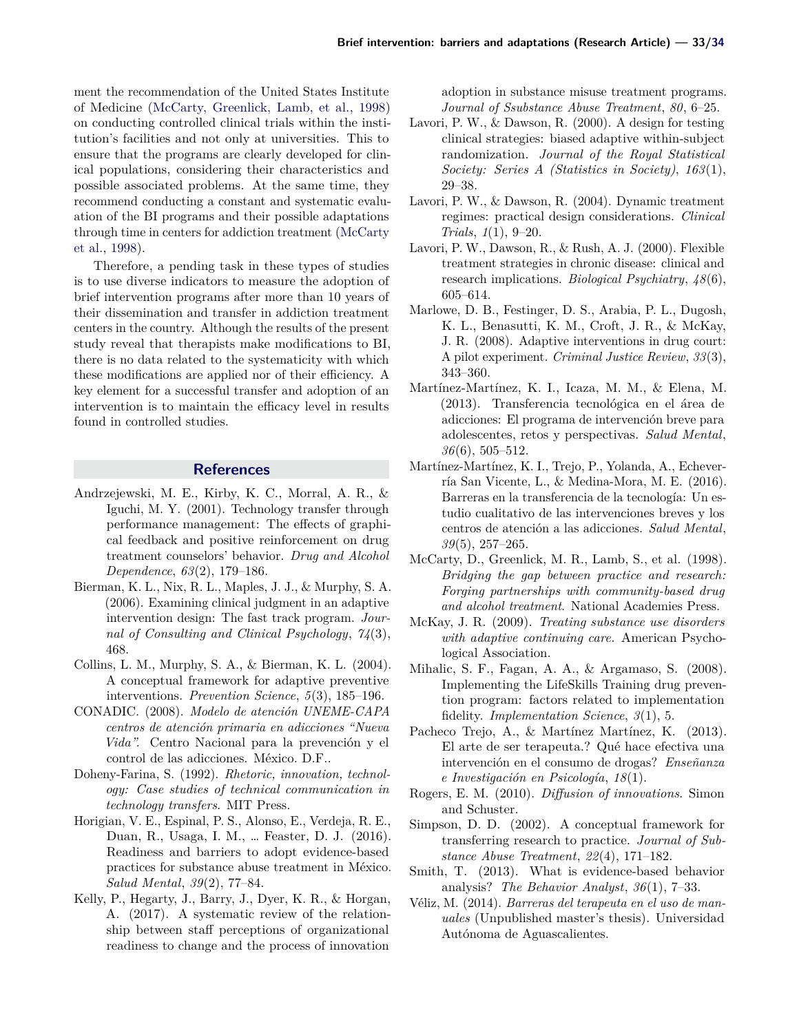ment the recommendation of the United States Institute of Medicine (McCarty, Greenlick, Lamb, et al., 1998) on conducting controlled clinical trials within the institution's facilities and not only at universities. This to ensure that the programs are clearly developed for clinical populations, considering their characteristics and possible associated problems. At the same time, they recommend conducting a constant and systematic evaluation of the BI programs and their possible adaptations through time in centers for addiction treatment (McCarty et al., 1998).

Therefore, a pending task in these types of studies is to use diverse indicators to measure the adoption of brief intervention programs after more than 10 years of their dissemination and transfer in addiction treatment centers in the country. Although the results of the present study reveal that therapists make modifications to BI, there is no data related to the systematicity with which these modifications are applied nor of their efficiency. A key element for a successful transfer and adoption of an intervention is to maintain the efficacy level in results found in controlled studies.

## References

Andrzejewski, M. E., Kirby, K. C., Morral, A. R., & Iguchi, M. Y. (2001). Technology transfer through performance management: The effects of graphical feedback and positive reinforcement on drug treatment counselors' behavior. *Drug and Alcohol Dependence*, *63*(2), 179–186.

Bierman, K. L., Nix, R. L., Maples, J. J., & Murphy, S. A. (2006). Examining clinical judgment in an adaptive intervention design: The fast track program. *Journal of Consulting and Clinical Psychology*, *74*(3), 468.

Collins, L. M., Murphy, S. A., & Bierman, K. L. (2004). A conceptual framework for adaptive preventive interventions. *Prevention Science*, *5*(3), 185–196.

CONADIC. (2008). *Modelo de atención UNEME-CAPA centros de atención primaria en adicciones "Nueva Vida".* Centro Nacional para la prevención y el control de las adicciones. México. D.F..

Doheny-Farina, S. (1992). *Rhetoric, innovation, technology: Case studies of technical communication in technology transfers*. MIT Press.

Horigian, V. E., Espinal, P. S., Alonso, E., Verdeja, R. E., Duan, R., Usaga, I. M., ... Feaster, D. J. (2016). Readiness and barriers to adopt evidence-based practices for substance abuse treatment in México. *Salud Mental*, *39*(2), 77–84.

Kelly, P., Hegarty, J., Barry, J., Dyer, K. R., & Horgan, A. (2017). A systematic review of the relationship between staff perceptions of organizational readiness to change and the process of innovation adoption in substance misuse treatment programs. *Journal of Ssubstance Abuse Treatment*, *80*, 6–25.

Lavori, P. W., & Dawson, R. (2000). A design for testing clinical strategies: biased adaptive within-subject randomization. *Journal of the Royal Statistical Society: Series A (Statistics in Society)*, *163*(1), 29–38.

Lavori, P. W., & Dawson, R. (2004). Dynamic treatment regimes: practical design considerations. *Clinical Trials*, *1*(1), 9–20.

Lavori, P. W., Dawson, R., & Rush, A. J. (2000). Flexible treatment strategies in chronic disease: clinical and research implications. *Biological Psychiatry*, *48*(6), 605–614.

Marlowe, D. B., Festinger, D. S., Arabia, P. L., Dugosh, K. L., Benasutti, K. M., Croft, J. R., & McKay, J. R. (2008). Adaptive interventions in drug court: A pilot experiment. *Criminal Justice Review*, *33*(3), 343–360.

Martínez-Martínez, K. I., Icaza, M. M., & Elena, M. (2013). Transferencia tecnológica en el área de adicciones: El programa de intervención breve para adolescentes, retos y perspectivas. *Salud Mental*, *36*(6), 505–512.

Martínez-Martínez, K. I., Trejo, P., Yolanda, A., Echevería San Vicente, L., & Medina-Mora, M. E. (2016). Barreras en la transferencia de la tecnología: Un estudio cualitativo de las intervenciones breves y los centros de atención a las adicciones. *Salud Mental*, *39*(5), 257–265.

McCarty, D., Greenlick, M. R., Lamb, S., et al. (1998). *Bridging the gap between practice and research: Forging partnerships with community-based drug and alcohol treatment*. National Academies Press.

McKay, J. R. (2009). *Treating substance use disorders with adaptive continuing care.* American Psychological Association.

Mihalic, S. F., Fagan, A. A., & Argamaso, S. (2008). Implementing the LifeSkills Training drug prevention program: factors related to implementation fidelity. *Implementation Science*, *3*(1), 5.

Pacheco Trejo, A., & Martínez Martínez, K. (2013). El arte de ser terapeuta.? Qué hace efectiva una intervención en el consumo de drogas? *Enseñanza e Investigación en Psicología*, *18*(1).

Rogers, E. M. (2010). *Diffusion of innovations*. Simon and Schuster.

Simpson, D. D. (2002). A conceptual framework for transferring research to practice. *Journal of Substance Abuse Treatment*, *22*(4), 171–182.

Smith, T. (2013). What is evidence-based behavior analysis? *The Behavior Analyst*, *36*(1), 7–33.

Véliz, M. (2014). *Barreras del terapeuta en el uso de manuales* (Unpublished master's thesis). Universidad Autónoma de Aguascalientes.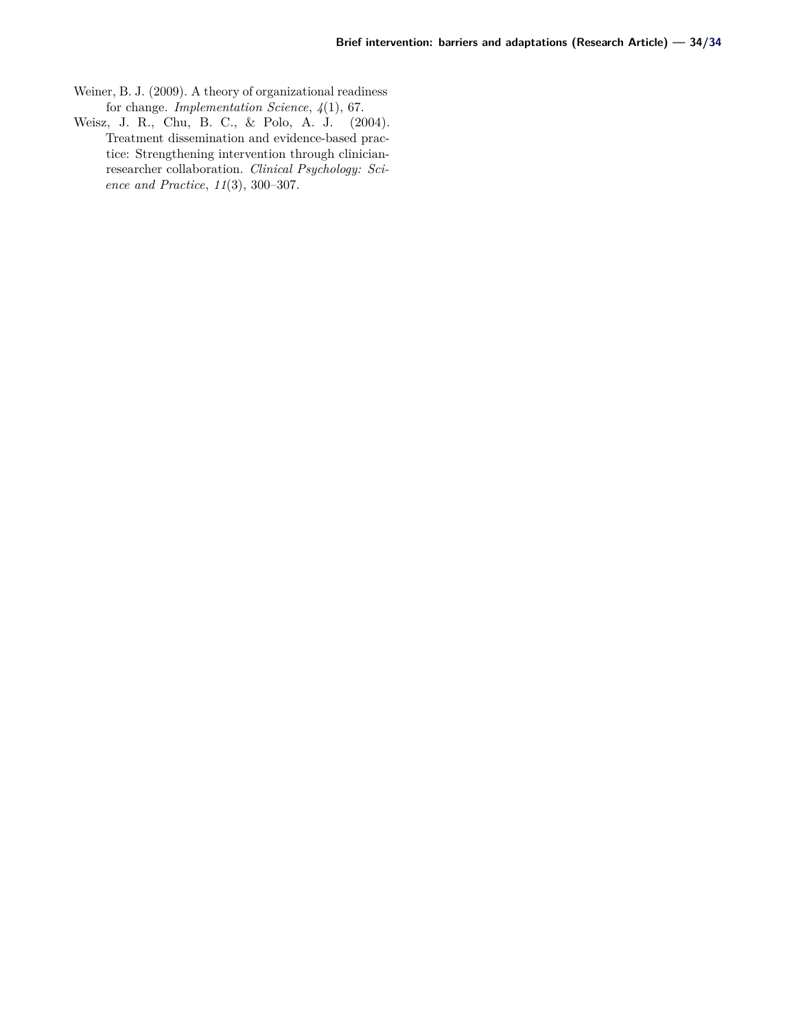Weiner, B. J. (2009). A theory of organizational readiness for change. *Implementation Science*, *4*(1), 67.

Weisz, J. R., Chu, B. C., & Polo, A. J. (2004). Treatment dissemination and evidence-based practice: Strengthening intervention through clinician-researcher collaboration. *Clinical Psychology: Science and Practice*, *11*(3), 300–307.